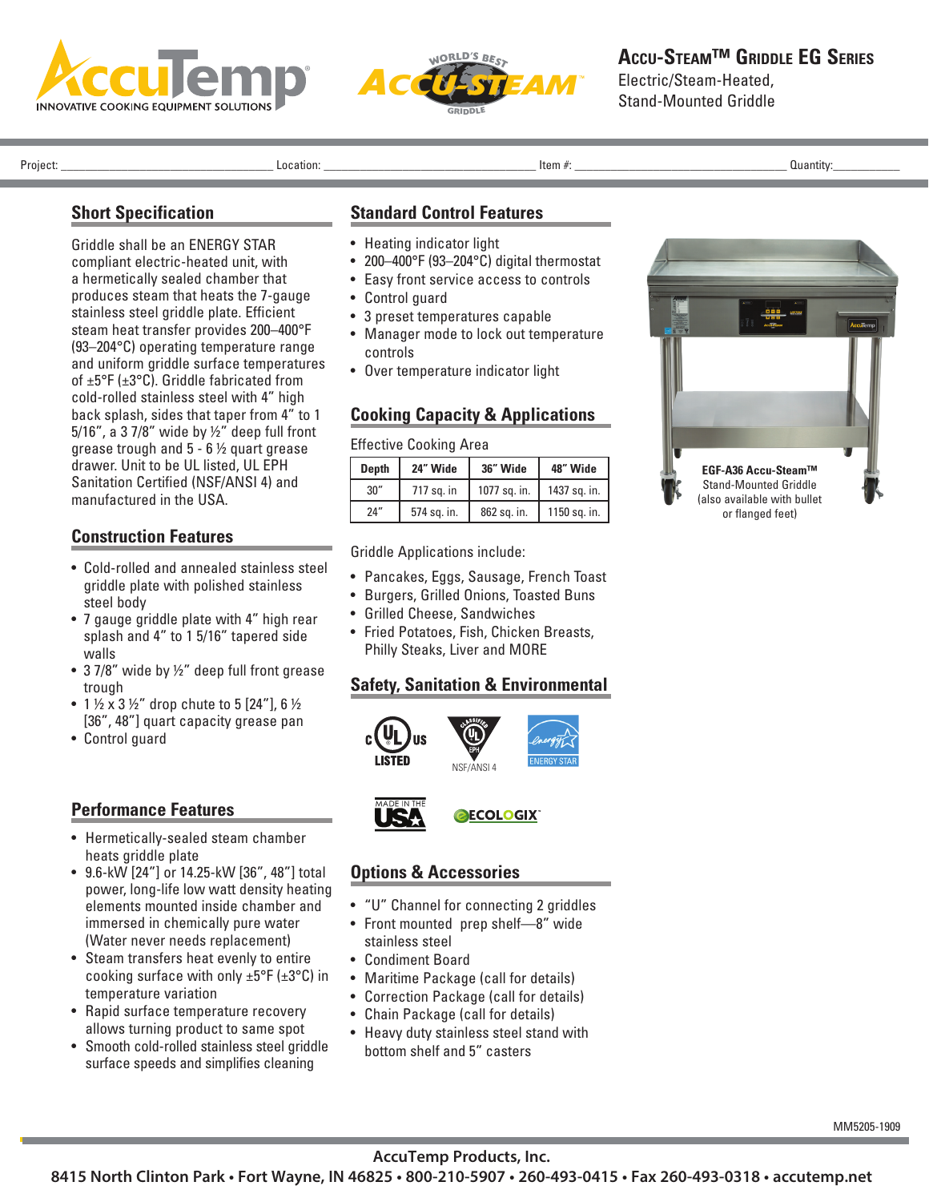# Accu-Steam™ Griddle EG Series

Electric/Steam-Heated, Stand-Mounted Griddle

Project: ______________ Location: ______________ Item #: ______________ Quantity: ________

## Short Specification

Griddle shall be an ENERGY STAR compliant electric-heated unit, with a hermetically sealed chamber that produces steam that heats the 7-gauge stainless steel griddle plate. Efficient steam heat transfer provides 200–400°F (93–204°C) operating temperature range and uniform griddle surface temperatures of ±5°F (±3°C). Griddle fabricated from cold-rolled stainless steel with 4" high back splash, sides that taper from 4" to 1 5/16", a 3 7/8" wide by ½" deep full front grease trough and 5 - 6 ½ quart grease drawer. Unit to be UL listed, UL EPH Sanitation Certified (NSF/ANSI 4) and manufactured in the USA.

## Construction Features

- Cold-rolled and annealed stainless steel griddle plate with polished stainless steel body
- 7 gauge griddle plate with 4" high rear splash and 4" to 1 5/16" tapered side walls
- 3 7/8" wide by ½" deep full front grease trough
- 1 ½ x 3 ½" drop chute to 5 [24"], 6 ½ [36", 48"] quart capacity grease pan
- Control guard

## Performance Features

- Hermetically-sealed steam chamber heats griddle plate
- 9.6-kW [24"] or 14.25-kW [36", 48"] total power, long-life low watt density heating elements mounted inside chamber and immersed in chemically pure water (Water never needs replacement)
- Steam transfers heat evenly to entire cooking surface with only ±5°F (±3°C) in temperature variation
- Rapid surface temperature recovery allows turning product to same spot
- Smooth cold-rolled stainless steel griddle surface speeds and simplifies cleaning

## Standard Control Features

- Heating indicator light
- 200–400°F (93–204°C) digital thermostat
- Easy front service access to controls
- Control guard
- 3 preset temperatures capable
- Manager mode to lock out temperature controls
- Over temperature indicator light

## Cooking Capacity & Applications

Effective Cooking Area

| Depth | 24" Wide | 36" Wide | 48" Wide |
|---|---|---|---|
| 30" | 717 sq. in | 1077 sq. in. | 1437 sq. in. |
| 24" | 574 sq. in. | 862 sq. in. | 1150 sq. in. |

Griddle Applications include:

- Pancakes, Eggs, Sausage, French Toast
- Burgers, Grilled Onions, Toasted Buns
- Grilled Cheese, Sandwiches
- Fried Potatoes, Fish, Chicken Breasts, Philly Steaks, Liver and MORE

## Safety, Sanitation & Environmental

c UL us LISTED — NSF/ANSI 4 — ENERGY STAR — MADE IN THE USA — ECOLOGIX

## Options & Accessories

- "U" Channel for connecting 2 griddles
- Front mounted prep shelf—8" wide stainless steel
- Condiment Board
- Maritime Package (call for details)
- Correction Package (call for details)
- Chain Package (call for details)
- Heavy duty stainless steel stand with bottom shelf and 5" casters

**EGF-A36 Accu-Steam™** Stand-Mounted Griddle (also available with bullet or flanged feet)

MM5205-1909

**AccuTemp Products, Inc.**
**8415 North Clinton Park • Fort Wayne, IN 46825 • 800-210-5907 • 260-493-0415 • Fax 260-493-0318 • accutemp.net**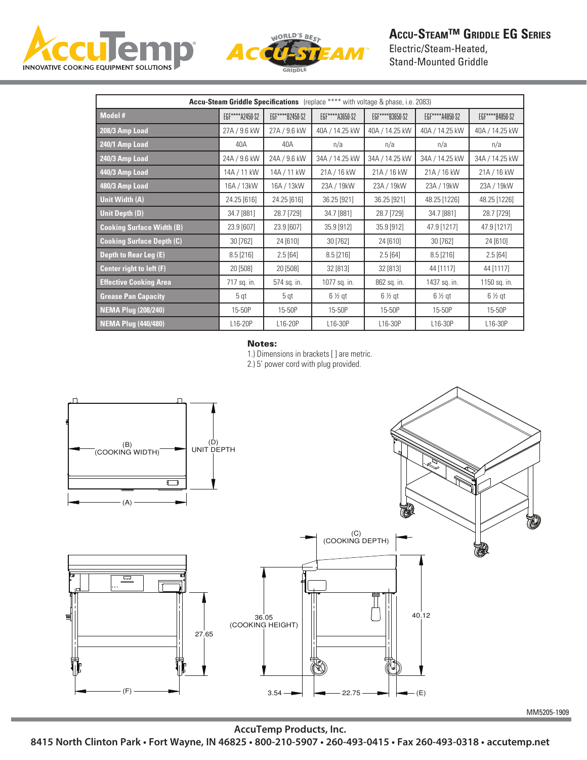# Accu-Steam™ Griddle EG Series

Electric/Steam-Heated, Stand-Mounted Griddle

**Accu-Steam Griddle Specifications** (replace **** with voltage & phase, i.e. 2083)

| Model # | EGF****A2450-S2 | EGF****B2450-S2 | EGF****A3650-S2 | EGF****B3650-S2 | EGF****A4850-S2 | EGF****B4850-S2 |
|---|---|---|---|---|---|---|
| 208/3 Amp Load | 27A / 9.6 kW | 27A / 9.6 kW | 40A / 14.25 kW | 40A / 14.25 kW | 40A / 14.25 kW | 40A / 14.25 kW |
| 240/1 Amp Load | 40A | 40A | n/a | n/a | n/a | n/a |
| 240/3 Amp Load | 24A / 9.6 kW | 24A / 9.6 kW | 34A / 14.25 kW | 34A / 14.25 kW | 34A / 14.25 kW | 34A / 14.25 kW |
| 440/3 Amp Load | 14A / 11 kW | 14A / 11 kW | 21A / 16 kW | 21A / 16 kW | 21A / 16 kW | 21A / 16 kW |
| 480/3 Amp Load | 16A / 13kW | 16A / 13kW | 23A / 19kW | 23A / 19kW | 23A / 19kW | 23A / 19kW |
| Unit Width (A) | 24.25 [616] | 24.25 [616] | 36.25 [921] | 36.25 [921] | 48.25 [1226] | 48.25 [1226] |
| Unit Depth (D) | 34.7 [881] | 28.7 [729] | 34.7 [881] | 28.7 [729] | 34.7 [881] | 28.7 [729] |
| Cooking Surface Width (B) | 23.9 [607] | 23.9 [607] | 35.9 [912] | 35.9 [912] | 47.9 [1217] | 47.9 [1217] |
| Cooking Surface Depth (C) | 30 [762] | 24 [610] | 30 [762] | 24 [610] | 30 [762] | 24 [610] |
| Depth to Rear Leg (E) | 8.5 [216] | 2.5 [64] | 8.5 [216] | 2.5 [64] | 8.5 [216] | 2.5 [64] |
| Center right to left (F) | 20 [508] | 20 [508] | 32 [813] | 32 [813] | 44 [1117] | 44 [1117] |
| Effective Cooking Area | 717 sq. in. | 574 sq. in. | 1077 sq. in. | 862 sq. in. | 1437 sq. in. | 1150 sq. in. |
| Grease Pan Capacity | 5 qt | 5 qt | 6 ½ qt | 6 ½ qt | 6 ½ qt | 6 ½ qt |
| NEMA Plug (208/240) | 15-50P | 15-50P | 15-50P | 15-50P | 15-50P | 15-50P |
| NEMA Plug (440/480) | L16-20P | L16-20P | L16-30P | L16-30P | L16-30P | L16-30P |

**Notes:**

1.) Dimensions in brackets [ ] are metric.
2.) 5' power cord with plug provided.

(B) (COOKING WIDTH)
(D) UNIT DEPTH
(A)
(C) (COOKING DEPTH)
27.65
36.05 (COOKING HEIGHT)
40.12
(F)
3.54
22.75
(E)

MM5205-1909

**AccuTemp Products, Inc.**

**8415 North Clinton Park • Fort Wayne, IN 46825 • 800-210-5907 • 260-493-0415 • Fax 260-493-0318 • accutemp.net**